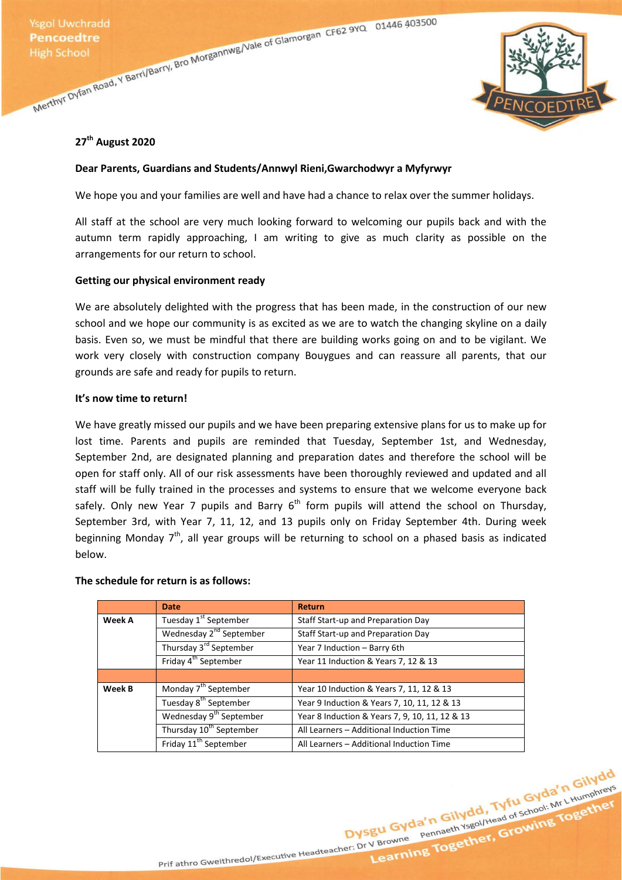Ysgol Uwchradd **Pencoedtre** High School

Merthyr Dyfan Road, Y Barri/Barry, Bro Morgannwg/Vale of Glamorgan CF62 9YQ 01446 403500

**27th August 2020**

**Dear Parents, Guardians and Students/Annwyl Rieni,Gwarchodwyr a Myfyrwyr**

We hope you and your families are well and have had a chance to relax over the summer holidays.

All staff at the school are very much looking forward to welcoming our pupils back and with the autumn term rapidly approaching, I am writing to give as much clarity as possible on the arrangements for our return to school.

**Getting our physical environment ready**

We are absolutely delighted with the progress that has been made, in the construction of our new school and we hope our community is as excited as we are to watch the changing skyline on a daily basis. Even so, we must be mindful that there are building works going on and to be vigilant. We work very closely with construction company Bouygues and can reassure all parents, that our grounds are safe and ready for pupils to return.

**It's now time to return!**

We have greatly missed our pupils and we have been preparing extensive plans for us to make up for lost time. Parents and pupils are reminded that Tuesday, September 1st, and Wednesday, September 2nd, are designated planning and preparation dates and therefore the school will be open for staff only. All of our risk assessments have been thoroughly reviewed and updated and all staff will be fully trained in the processes and systems to ensure that we welcome everyone back safely. Only new Year 7 pupils and Barry 6th form pupils will attend the school on Thursday, September 3rd, with Year 7, 11, 12, and 13 pupils only on Friday September 4th. During week beginning Monday 7th, all year groups will be returning to school on a phased basis as indicated below.

**The schedule for return is as follows:**

| | Date | Return |
|---|---|---|
| **Week A** | Tuesday 1st September | Staff Start-up and Preparation Day |
| | Wednesday 2nd September | Staff Start-up and Preparation Day |
| | Thursday 3rd September | Year 7 Induction – Barry 6th |
| | Friday 4th September | Year 11 Induction & Years 7, 12 & 13 |
| | | |
| **Week B** | Monday 7th September | Year 10 Induction & Years 7, 11, 12 & 13 |
| | Tuesday 8th September | Year 9 Induction & Years 7, 10, 11, 12 & 13 |
| | Wednesday 9th September | Year 8 Induction & Years 7, 9, 10, 11, 12 & 13 |
| | Thursday 10th September | All Learners – Additional Induction Time |
| | Friday 11th September | All Learners – Additional Induction Time |

Dysgu Gyda'n Gilydd, Tyfu Gyda'n Gilydd
Learning Together, Growing Together

Prif athro Gweithredol/Executive Headteacher: Dr V Browne
Pennaeth Ysgol/Head of School: Mr L Humphreys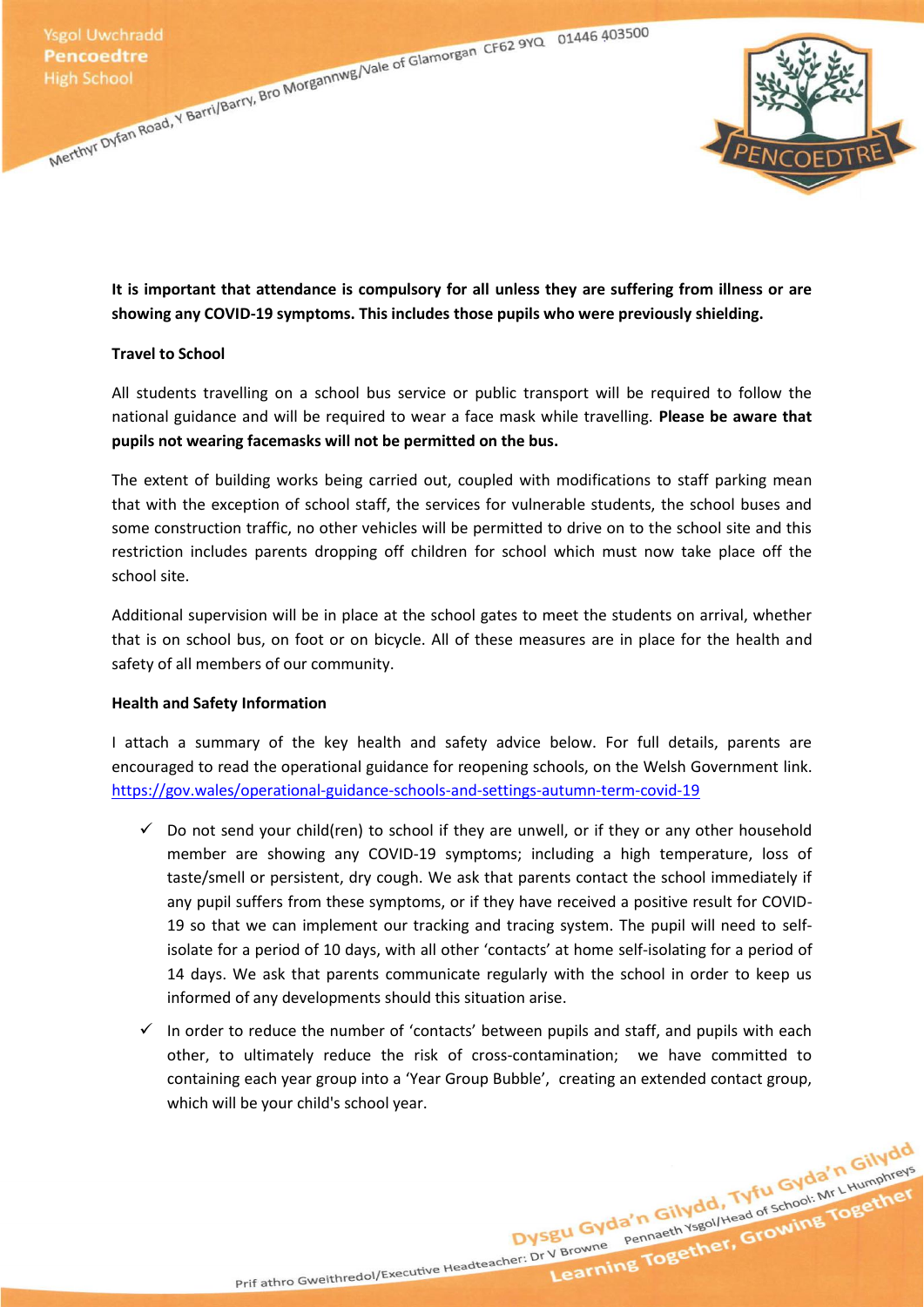**It is important that attendance is compulsory for all unless they are suffering from illness or are showing any COVID-19 symptoms. This includes those pupils who were previously shielding.**

**Travel to School**

All students travelling on a school bus service or public transport will be required to follow the national guidance and will be required to wear a face mask while travelling. **Please be aware that pupils not wearing facemasks will not be permitted on the bus.**

The extent of building works being carried out, coupled with modifications to staff parking mean that with the exception of school staff, the services for vulnerable students, the school buses and some construction traffic, no other vehicles will be permitted to drive on to the school site and this restriction includes parents dropping off children for school which must now take place off the school site.

Additional supervision will be in place at the school gates to meet the students on arrival, whether that is on school bus, on foot or on bicycle. All of these measures are in place for the health and safety of all members of our community.

**Health and Safety Information**

I attach a summary of the key health and safety advice below. For full details, parents are encouraged to read the operational guidance for reopening schools, on the Welsh Government link. https://gov.wales/operational-guidance-schools-and-settings-autumn-term-covid-19

- ✓ Do not send your child(ren) to school if they are unwell, or if they or any other household member are showing any COVID-19 symptoms; including a high temperature, loss of taste/smell or persistent, dry cough. We ask that parents contact the school immediately if any pupil suffers from these symptoms, or if they have received a positive result for COVID-19 so that we can implement our tracking and tracing system. The pupil will need to self-isolate for a period of 10 days, with all other 'contacts' at home self-isolating for a period of 14 days. We ask that parents communicate regularly with the school in order to keep us informed of any developments should this situation arise.
- ✓ In order to reduce the number of 'contacts' between pupils and staff, and pupils with each other, to ultimately reduce the risk of cross-contamination; we have committed to containing each year group into a 'Year Group Bubble', creating an extended contact group, which will be your child's school year.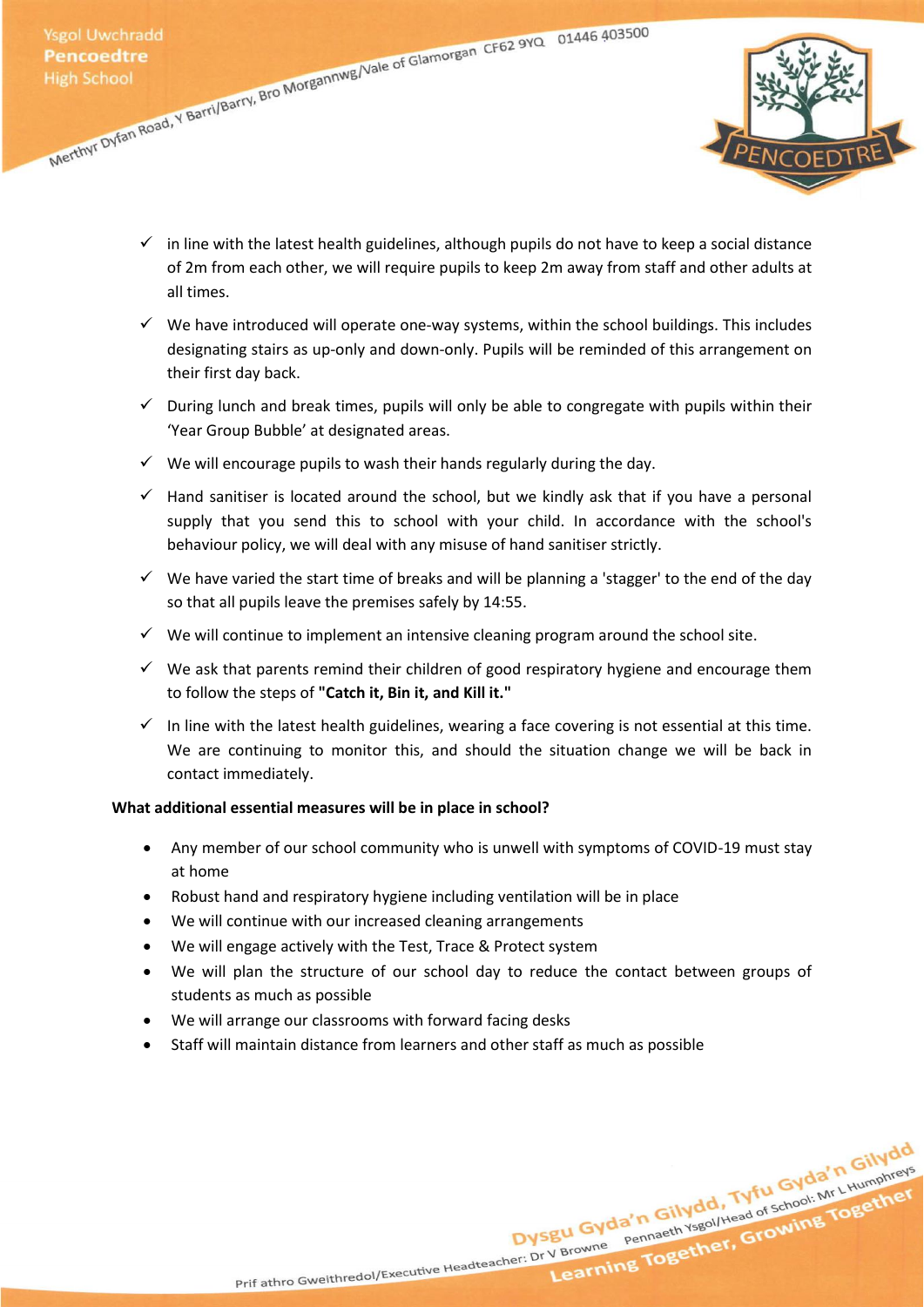- ✓ in line with the latest health guidelines, although pupils do not have to keep a social distance of 2m from each other, we will require pupils to keep 2m away from staff and other adults at all times.
- ✓ We have introduced will operate one-way systems, within the school buildings. This includes designating stairs as up-only and down-only. Pupils will be reminded of this arrangement on their first day back.
- ✓ During lunch and break times, pupils will only be able to congregate with pupils within their 'Year Group Bubble' at designated areas.
- ✓ We will encourage pupils to wash their hands regularly during the day.
- ✓ Hand sanitiser is located around the school, but we kindly ask that if you have a personal supply that you send this to school with your child. In accordance with the school's behaviour policy, we will deal with any misuse of hand sanitiser strictly.
- ✓ We have varied the start time of breaks and will be planning a 'stagger' to the end of the day so that all pupils leave the premises safely by 14:55.
- ✓ We will continue to implement an intensive cleaning program around the school site.
- ✓ We ask that parents remind their children of good respiratory hygiene and encourage them to follow the steps of **"Catch it, Bin it, and Kill it."**
- ✓ In line with the latest health guidelines, wearing a face covering is not essential at this time. We are continuing to monitor this, and should the situation change we will be back in contact immediately.

**What additional essential measures will be in place in school?**

- Any member of our school community who is unwell with symptoms of COVID-19 must stay at home
- Robust hand and respiratory hygiene including ventilation will be in place
- We will continue with our increased cleaning arrangements
- We will engage actively with the Test, Trace & Protect system
- We will plan the structure of our school day to reduce the contact between groups of students as much as possible
- We will arrange our classrooms with forward facing desks
- Staff will maintain distance from learners and other staff as much as possible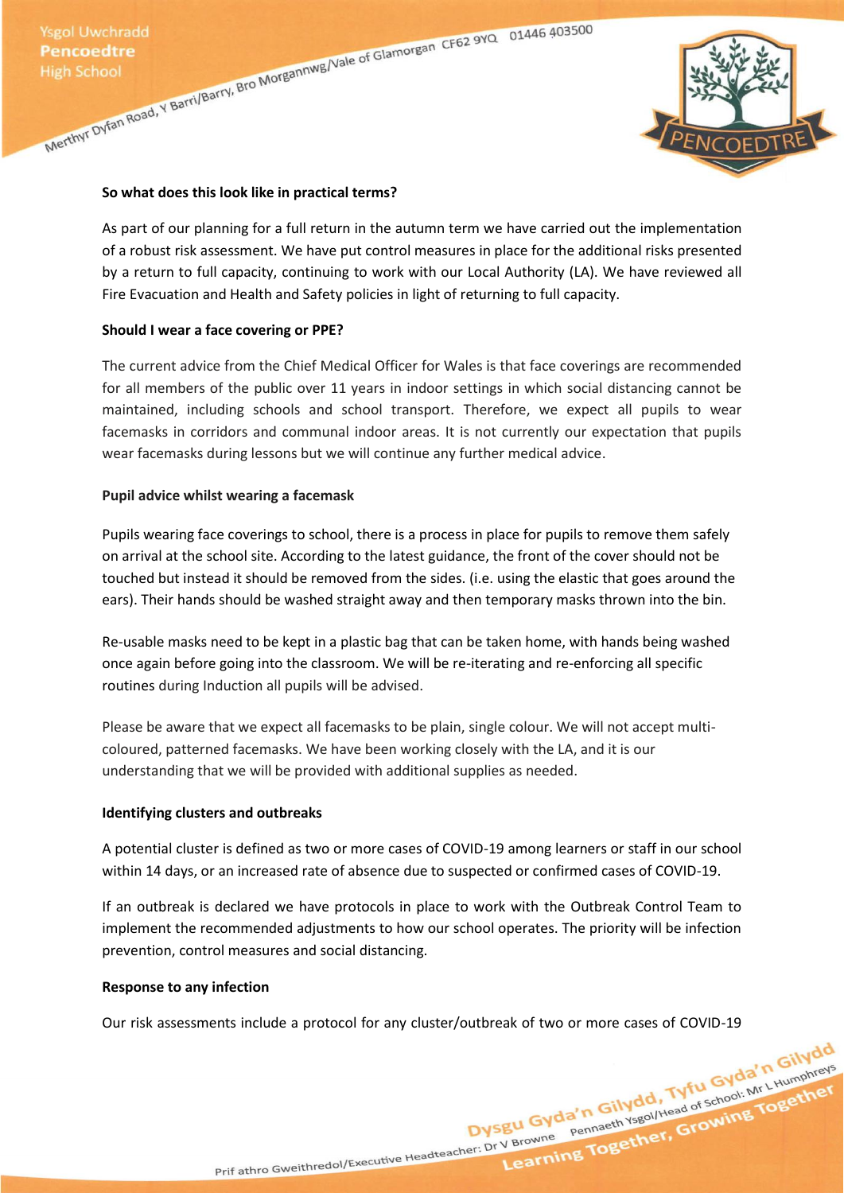**So what does this look like in practical terms?**

As part of our planning for a full return in the autumn term we have carried out the implementation of a robust risk assessment. We have put control measures in place for the additional risks presented by a return to full capacity, continuing to work with our Local Authority (LA). We have reviewed all Fire Evacuation and Health and Safety policies in light of returning to full capacity.

**Should I wear a face covering or PPE?**

The current advice from the Chief Medical Officer for Wales is that face coverings are recommended for all members of the public over 11 years in indoor settings in which social distancing cannot be maintained, including schools and school transport. Therefore, we expect all pupils to wear facemasks in corridors and communal indoor areas. It is not currently our expectation that pupils wear facemasks during lessons but we will continue any further medical advice.

**Pupil advice whilst wearing a facemask**

Pupils wearing face coverings to school, there is a process in place for pupils to remove them safely on arrival at the school site. According to the latest guidance, the front of the cover should not be touched but instead it should be removed from the sides. (i.e. using the elastic that goes around the ears). Their hands should be washed straight away and then temporary masks thrown into the bin.

Re-usable masks need to be kept in a plastic bag that can be taken home, with hands being washed once again before going into the classroom. We will be re-iterating and re-enforcing all specific routines during Induction all pupils will be advised.

Please be aware that we expect all facemasks to be plain, single colour. We will not accept multi-coloured, patterned facemasks. We have been working closely with the LA, and it is our understanding that we will be provided with additional supplies as needed.

**Identifying clusters and outbreaks**

A potential cluster is defined as two or more cases of COVID-19 among learners or staff in our school within 14 days, or an increased rate of absence due to suspected or confirmed cases of COVID-19.

If an outbreak is declared we have protocols in place to work with the Outbreak Control Team to implement the recommended adjustments to how our school operates. The priority will be infection prevention, control measures and social distancing.

**Response to any infection**

Our risk assessments include a protocol for any cluster/outbreak of two or more cases of COVID-19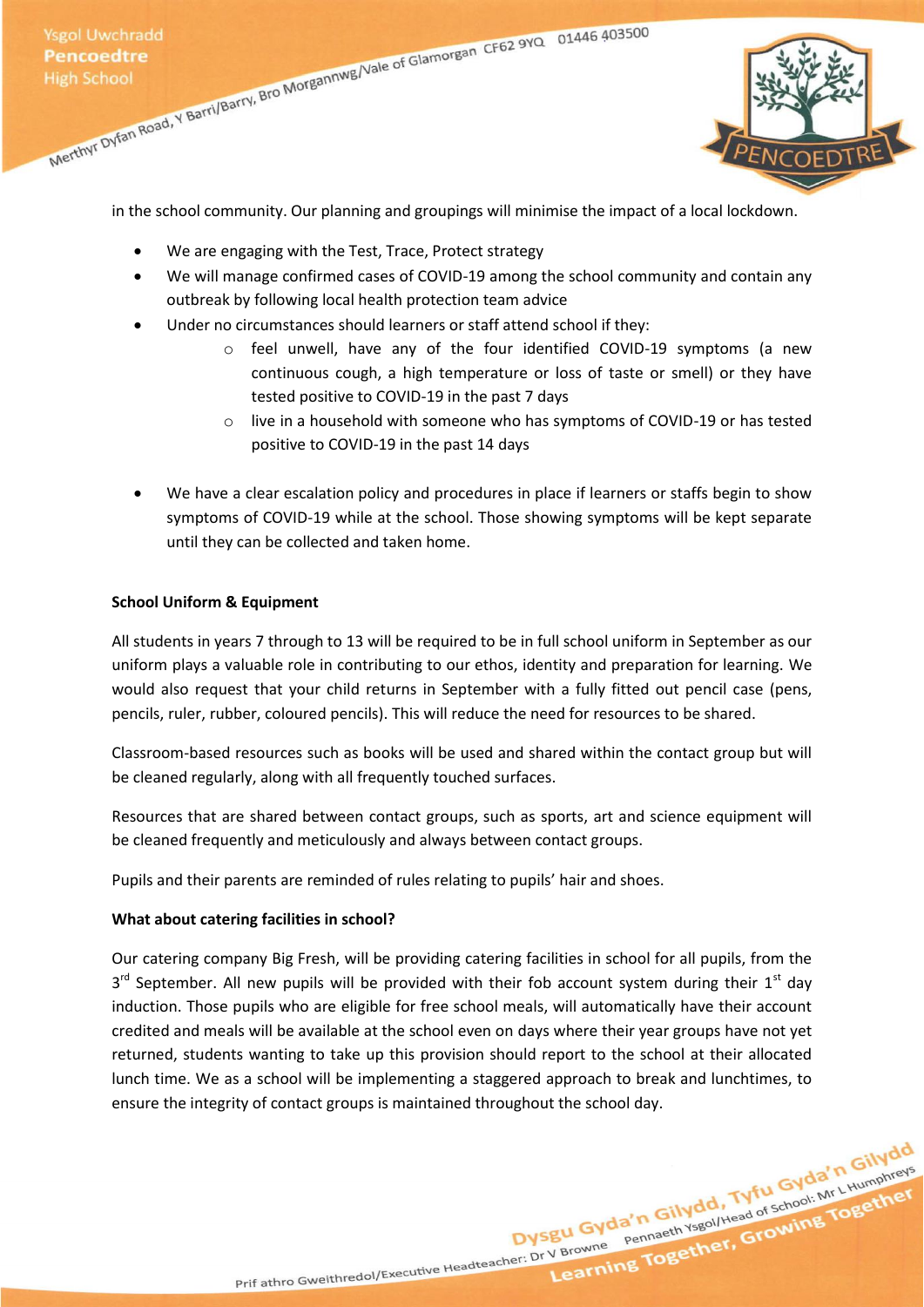in the school community. Our planning and groupings will minimise the impact of a local lockdown.

- We are engaging with the Test, Trace, Protect strategy
- We will manage confirmed cases of COVID-19 among the school community and contain any outbreak by following local health protection team advice
- Under no circumstances should learners or staff attend school if they:
  - feel unwell, have any of the four identified COVID-19 symptoms (a new continuous cough, a high temperature or loss of taste or smell) or they have tested positive to COVID-19 in the past 7 days
  - live in a household with someone who has symptoms of COVID-19 or has tested positive to COVID-19 in the past 14 days
- We have a clear escalation policy and procedures in place if learners or staffs begin to show symptoms of COVID-19 while at the school. Those showing symptoms will be kept separate until they can be collected and taken home.

**School Uniform & Equipment**

All students in years 7 through to 13 will be required to be in full school uniform in September as our uniform plays a valuable role in contributing to our ethos, identity and preparation for learning. We would also request that your child returns in September with a fully fitted out pencil case (pens, pencils, ruler, rubber, coloured pencils). This will reduce the need for resources to be shared.

Classroom-based resources such as books will be used and shared within the contact group but will be cleaned regularly, along with all frequently touched surfaces.

Resources that are shared between contact groups, such as sports, art and science equipment will be cleaned frequently and meticulously and always between contact groups.

Pupils and their parents are reminded of rules relating to pupils' hair and shoes.

**What about catering facilities in school?**

Our catering company Big Fresh, will be providing catering facilities in school for all pupils, from the 3rd September. All new pupils will be provided with their fob account system during their 1st day induction. Those pupils who are eligible for free school meals, will automatically have their account credited and meals will be available at the school even on days where their year groups have not yet returned, students wanting to take up this provision should report to the school at their allocated lunch time. We as a school will be implementing a staggered approach to break and lunchtimes, to ensure the integrity of contact groups is maintained throughout the school day.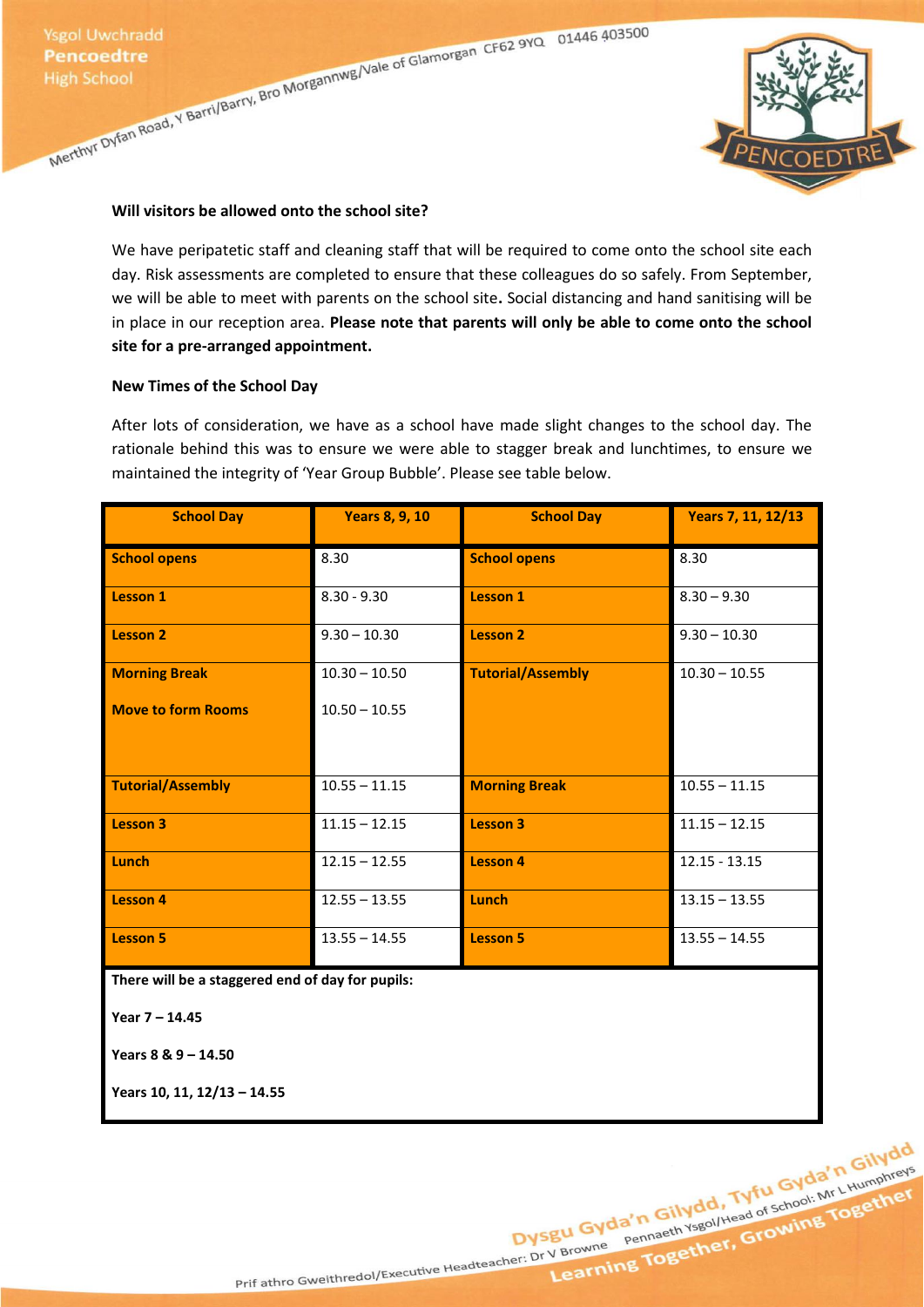**Will visitors be allowed onto the school site?**

We have peripatetic staff and cleaning staff that will be required to come onto the school site each day. Risk assessments are completed to ensure that these colleagues do so safely. From September, we will be able to meet with parents on the school site**.** Social distancing and hand sanitising will be in place in our reception area. **Please note that parents will only be able to come onto the school site for a pre-arranged appointment.**

**New Times of the School Day**

After lots of consideration, we have as a school have made slight changes to the school day. The rationale behind this was to ensure we were able to stagger break and lunchtimes, to ensure we maintained the integrity of 'Year Group Bubble'. Please see table below.

| School Day | Years 8, 9, 10 | School Day | Years 7, 11, 12/13 |
|---|---|---|---|
| **School opens** | 8.30 | **School opens** | 8.30 |
| **Lesson 1** | 8.30 - 9.30 | **Lesson 1** | 8.30 – 9.30 |
| **Lesson 2** | 9.30 – 10.30 | **Lesson 2** | 9.30 – 10.30 |
| **Morning Break**<br>**Move to form Rooms** | 10.30 – 10.50<br>10.50 – 10.55 | **Tutorial/Assembly** | 10.30 – 10.55 |
| **Tutorial/Assembly** | 10.55 – 11.15 | **Morning Break** | 10.55 – 11.15 |
| **Lesson 3** | 11.15 – 12.15 | **Lesson 3** | 11.15 – 12.15 |
| **Lunch** | 12.15 – 12.55 | **Lesson 4** | 12.15 - 13.15 |
| **Lesson 4** | 12.55 – 13.55 | **Lunch** | 13.15 – 13.55 |
| **Lesson 5** | 13.55 – 14.55 | **Lesson 5** | 13.55 – 14.55 |

**There will be a staggered end of day for pupils:**

**Year 7 – 14.45**

**Years 8 & 9 – 14.50**

**Years 10, 11, 12/13 – 14.55**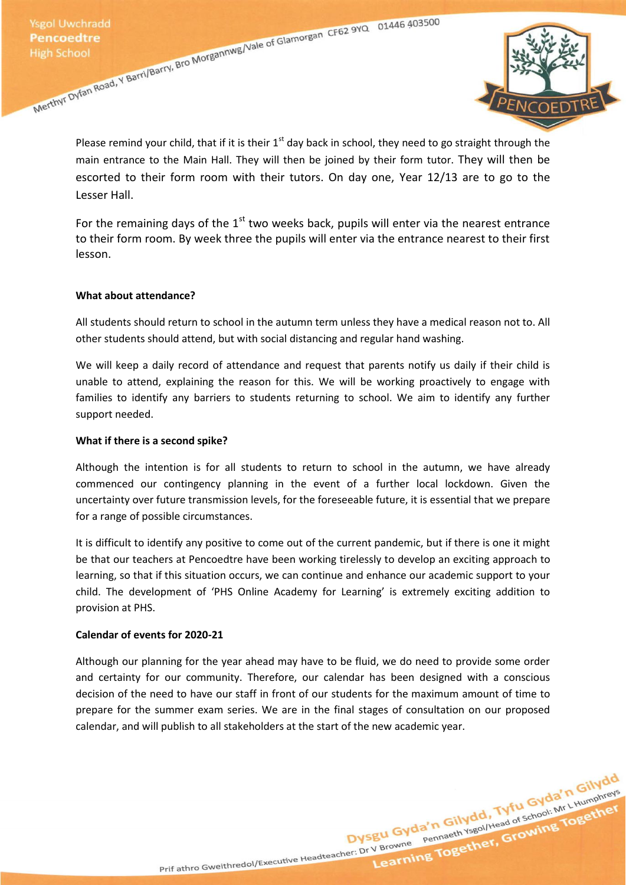Please remind your child, that if it is their 1st day back in school, they need to go straight through the main entrance to the Main Hall. They will then be joined by their form tutor. They will then be escorted to their form room with their tutors. On day one, Year 12/13 are to go to the Lesser Hall.

For the remaining days of the 1st two weeks back, pupils will enter via the nearest entrance to their form room. By week three the pupils will enter via the entrance nearest to their first lesson.

**What about attendance?**

All students should return to school in the autumn term unless they have a medical reason not to. All other students should attend, but with social distancing and regular hand washing.

We will keep a daily record of attendance and request that parents notify us daily if their child is unable to attend, explaining the reason for this. We will be working proactively to engage with families to identify any barriers to students returning to school. We aim to identify any further support needed.

**What if there is a second spike?**

Although the intention is for all students to return to school in the autumn, we have already commenced our contingency planning in the event of a further local lockdown. Given the uncertainty over future transmission levels, for the foreseeable future, it is essential that we prepare for a range of possible circumstances.

It is difficult to identify any positive to come out of the current pandemic, but if there is one it might be that our teachers at Pencoedtre have been working tirelessly to develop an exciting approach to learning, so that if this situation occurs, we can continue and enhance our academic support to your child. The development of 'PHS Online Academy for Learning' is extremely exciting addition to provision at PHS.

**Calendar of events for 2020-21**

Although our planning for the year ahead may have to be fluid, we do need to provide some order and certainty for our community. Therefore, our calendar has been designed with a conscious decision of the need to have our staff in front of our students for the maximum amount of time to prepare for the summer exam series. We are in the final stages of consultation on our proposed calendar, and will publish to all stakeholders at the start of the new academic year.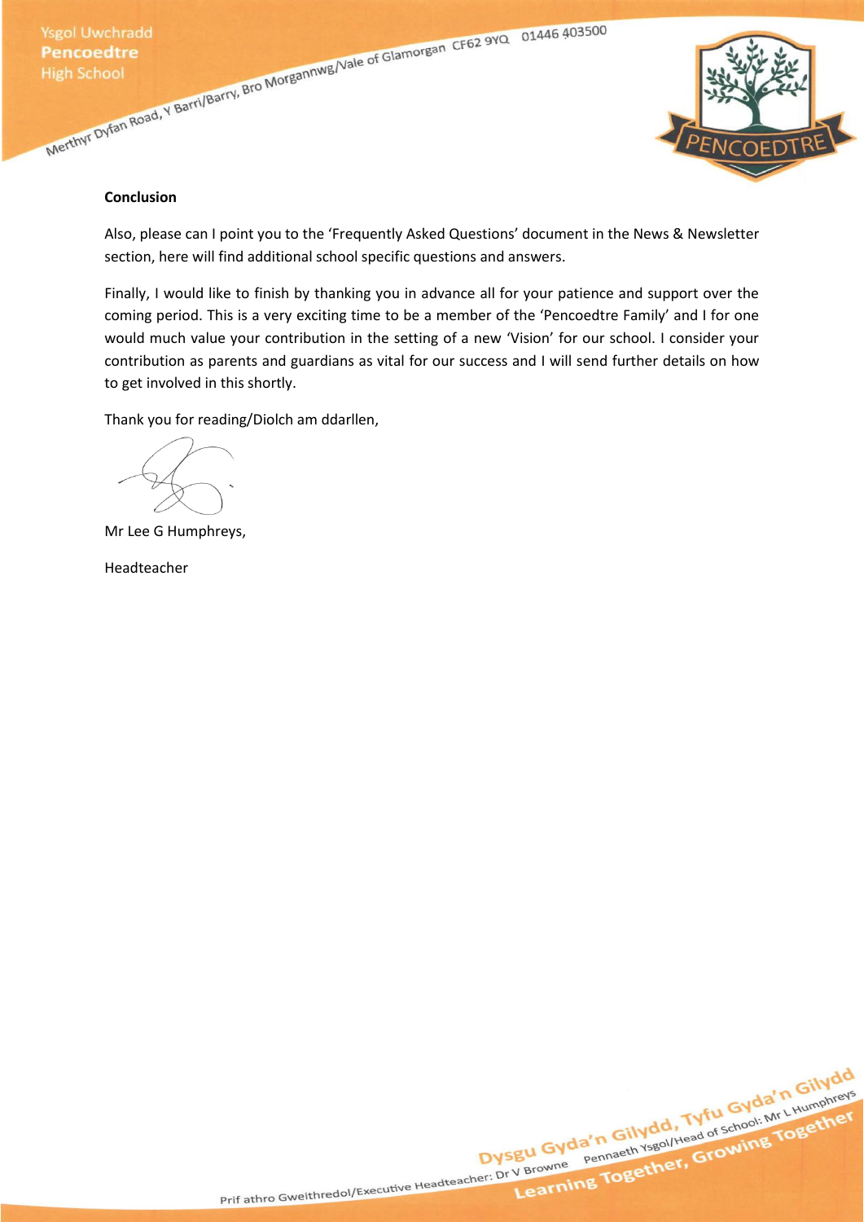**Conclusion**

Also, please can I point you to the 'Frequently Asked Questions' document in the News & Newsletter section, here will find additional school specific questions and answers.

Finally, I would like to finish by thanking you in advance all for your patience and support over the coming period. This is a very exciting time to be a member of the 'Pencoedtre Family' and I for one would much value your contribution in the setting of a new 'Vision' for our school. I consider your contribution as parents and guardians as vital for our success and I will send further details on how to get involved in this shortly.

Thank you for reading/Diolch am ddarllen,

Mr Lee G Humphreys,

Headteacher